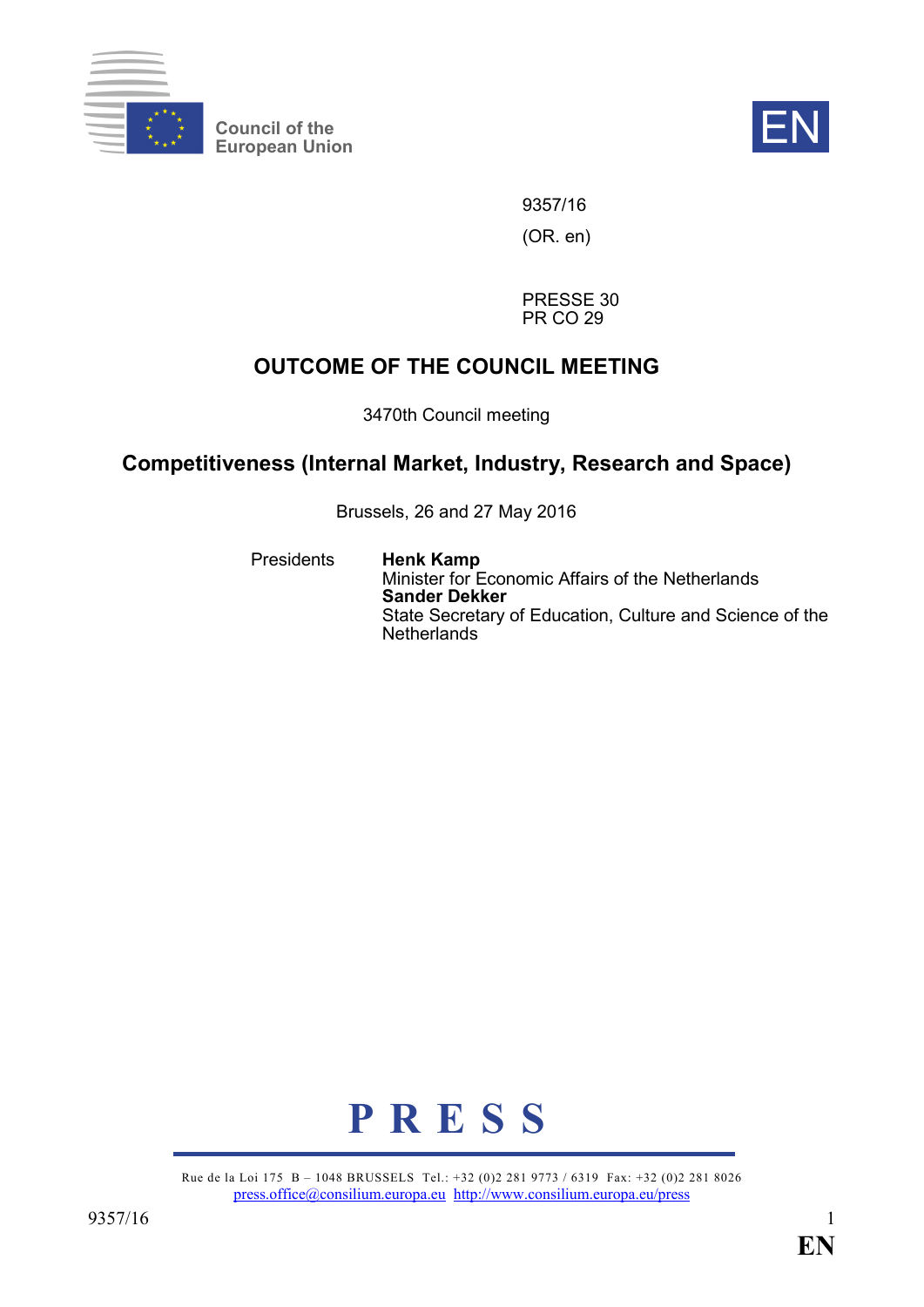Council of the European Union

EN

9357/16

(OR. en)

PRESSE 30
PR CO 29

# OUTCOME OF THE COUNCIL MEETING

3470th Council meeting

## Competitiveness (Internal Market, Industry, Research and Space)

Brussels, 26 and 27 May 2016

Presidents **Henk Kamp**
Minister for Economic Affairs of the Netherlands
**Sander Dekker**
State Secretary of Education, Culture and Science of the Netherlands

**P R E S S**

Rue de la Loi 175 B – 1048 BRUSSELS Tel.: +32 (0)2 281 9773 / 6319 Fax: +32 (0)2 281 8026
press.office@consilium.europa.eu http://www.consilium.europa.eu/press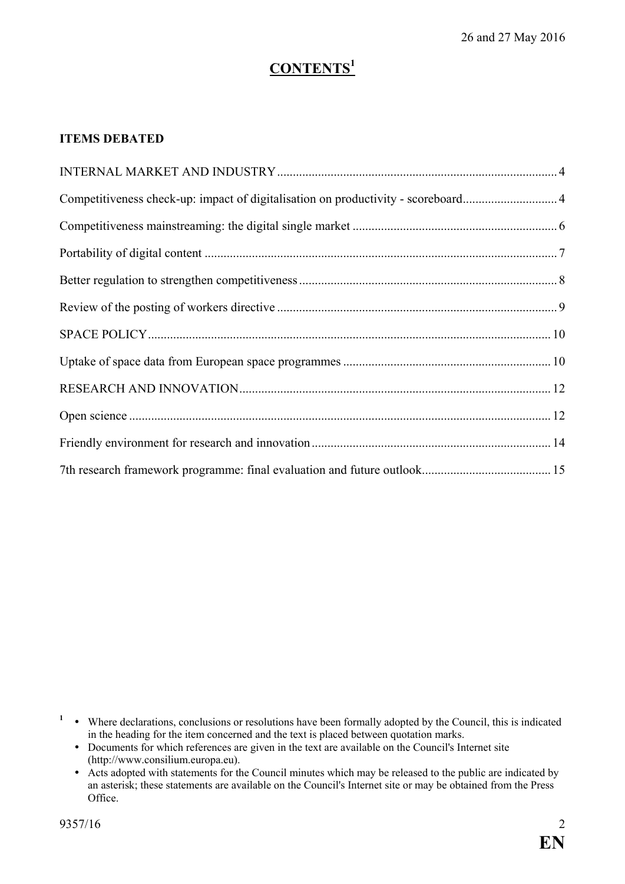26 and 27 May 2016

# CONTENTS[1]

**ITEMS DEBATED**

INTERNAL MARKET AND INDUSTRY ..................................................................................... 4

Competitiveness check-up: impact of digitalisation on productivity - scoreboard............................. 4

Competitiveness mainstreaming: the digital single market ................................................................ 6

Portability of digital content ............................................................................................................... 7

Better regulation to strengthen competitiveness ................................................................................. 8

Review of the posting of workers directive ........................................................................................ 9

SPACE POLICY ............................................................................................................................... 10

Uptake of space data from European space programmes ................................................................. 10

RESEARCH AND INNOVATION ................................................................................................. 12

Open science ..................................................................................................................................... 12

Friendly environment for research and innovation ........................................................................... 14

7th research framework programme: final evaluation and future outlook......................................... 15

---

[1]
- Where declarations, conclusions or resolutions have been formally adopted by the Council, this is indicated in the heading for the item concerned and the text is placed between quotation marks.
- Documents for which references are given in the text are available on the Council's Internet site (http://www.consilium.europa.eu).
- Acts adopted with statements for the Council minutes which may be released to the public are indicated by an asterisk; these statements are available on the Council's Internet site or may be obtained from the Press Office.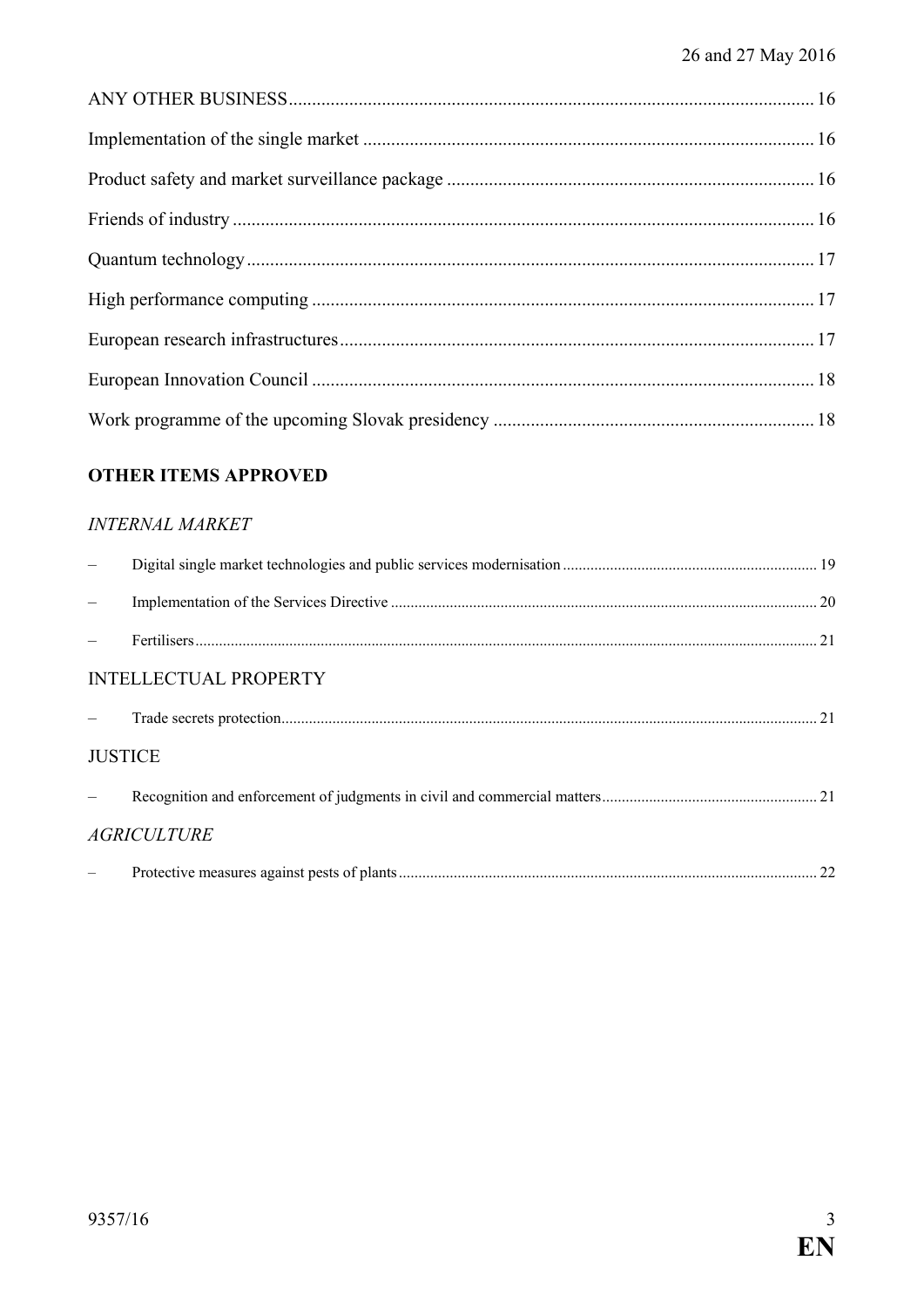ANY OTHER BUSINESS ..... 16

Implementation of the single market ..... 16

Product safety and market surveillance package ..... 16

Friends of industry ..... 16

Quantum technology ..... 17

High performance computing ..... 17

European research infrastructures ..... 17

European Innovation Council ..... 18

Work programme of the upcoming Slovak presidency ..... 18

**OTHER ITEMS APPROVED**

*INTERNAL MARKET*

– Digital single market technologies and public services modernisation ..... 19
– Implementation of the Services Directive ..... 20
– Fertilisers ..... 21

INTELLECTUAL PROPERTY

– Trade secrets protection ..... 21

JUSTICE

– Recognition and enforcement of judgments in civil and commercial matters ..... 21

*AGRICULTURE*

– Protective measures against pests of plants ..... 22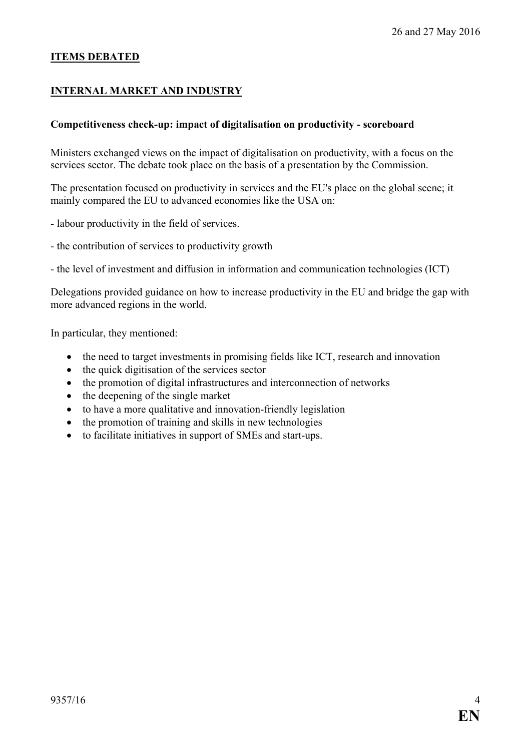## ITEMS DEBATED

## INTERNAL MARKET AND INDUSTRY

**Competitiveness check-up: impact of digitalisation on productivity - scoreboard**

Ministers exchanged views on the impact of digitalisation on productivity, with a focus on the services sector. The debate took place on the basis of a presentation by the Commission.

The presentation focused on productivity in services and the EU's place on the global scene; it mainly compared the EU to advanced economies like the USA on:

- labour productivity in the field of services.

- the contribution of services to productivity growth

- the level of investment and diffusion in information and communication technologies (ICT)

Delegations provided guidance on how to increase productivity in the EU and bridge the gap with more advanced regions in the world.

In particular, they mentioned:

- the need to target investments in promising fields like ICT, research and innovation
- the quick digitisation of the services sector
- the promotion of digital infrastructures and interconnection of networks
- the deepening of the single market
- to have a more qualitative and innovation-friendly legislation
- the promotion of training and skills in new technologies
- to facilitate initiatives in support of SMEs and start-ups.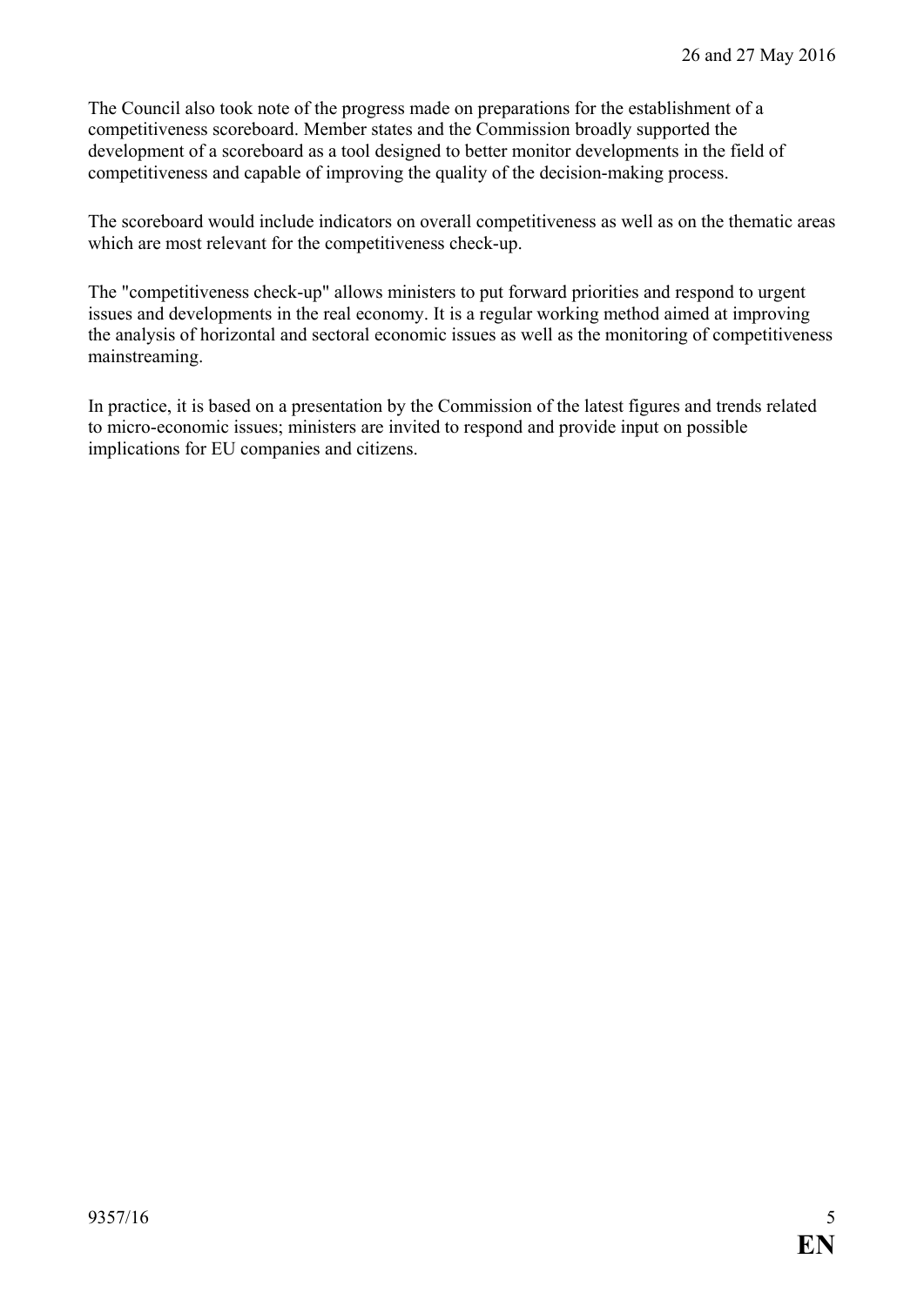The Council also took note of the progress made on preparations for the establishment of a competitiveness scoreboard. Member states and the Commission broadly supported the development of a scoreboard as a tool designed to better monitor developments in the field of competitiveness and capable of improving the quality of the decision-making process.

The scoreboard would include indicators on overall competitiveness as well as on the thematic areas which are most relevant for the competitiveness check-up.

The "competitiveness check-up" allows ministers to put forward priorities and respond to urgent issues and developments in the real economy. It is a regular working method aimed at improving the analysis of horizontal and sectoral economic issues as well as the monitoring of competitiveness mainstreaming.

In practice, it is based on a presentation by the Commission of the latest figures and trends related to micro-economic issues; ministers are invited to respond and provide input on possible implications for EU companies and citizens.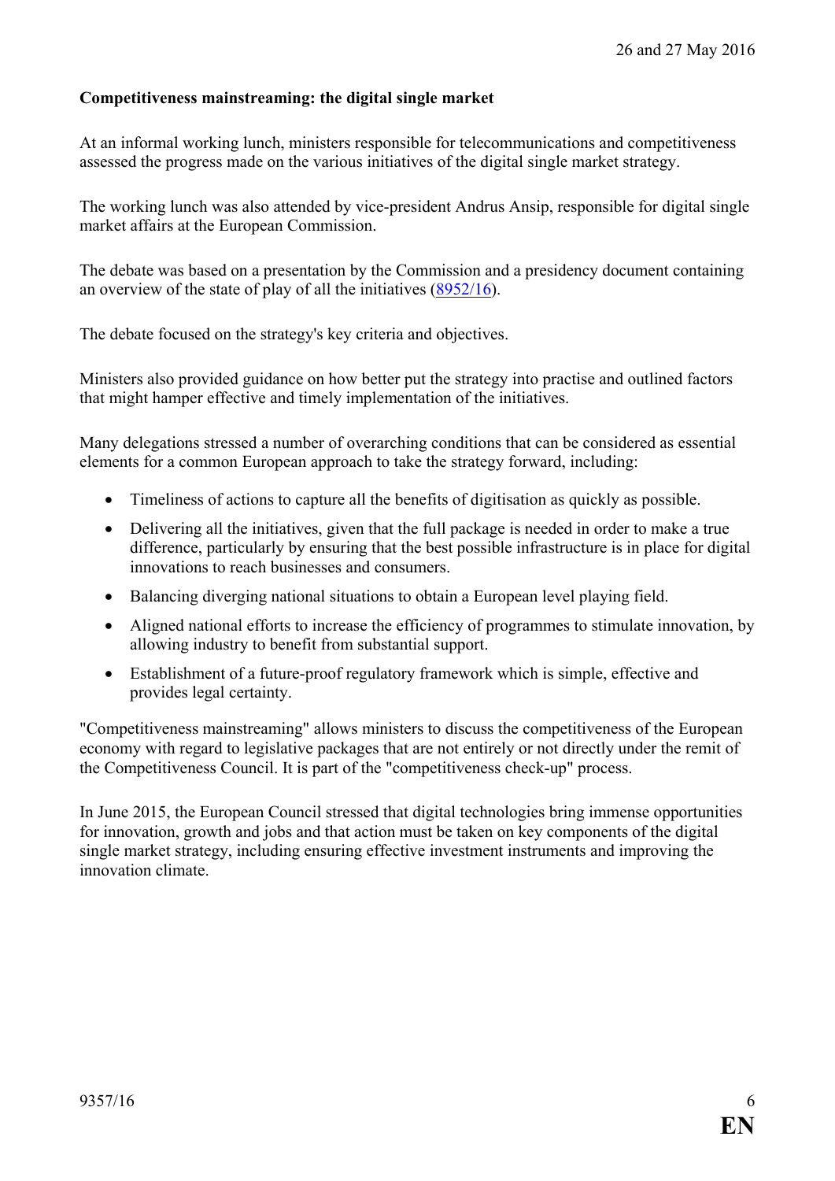**Competitiveness mainstreaming: the digital single market**

At an informal working lunch, ministers responsible for telecommunications and competitiveness assessed the progress made on the various initiatives of the digital single market strategy.

The working lunch was also attended by vice-president Andrus Ansip, responsible for digital single market affairs at the European Commission.

The debate was based on a presentation by the Commission and a presidency document containing an overview of the state of play of all the initiatives (8952/16).

The debate focused on the strategy's key criteria and objectives.

Ministers also provided guidance on how better put the strategy into practise and outlined factors that might hamper effective and timely implementation of the initiatives.

Many delegations stressed a number of overarching conditions that can be considered as essential elements for a common European approach to take the strategy forward, including:

- Timeliness of actions to capture all the benefits of digitisation as quickly as possible.
- Delivering all the initiatives, given that the full package is needed in order to make a true difference, particularly by ensuring that the best possible infrastructure is in place for digital innovations to reach businesses and consumers.
- Balancing diverging national situations to obtain a European level playing field.
- Aligned national efforts to increase the efficiency of programmes to stimulate innovation, by allowing industry to benefit from substantial support.
- Establishment of a future-proof regulatory framework which is simple, effective and provides legal certainty.

"Competitiveness mainstreaming" allows ministers to discuss the competitiveness of the European economy with regard to legislative packages that are not entirely or not directly under the remit of the Competitiveness Council. It is part of the "competitiveness check-up" process.

In June 2015, the European Council stressed that digital technologies bring immense opportunities for innovation, growth and jobs and that action must be taken on key components of the digital single market strategy, including ensuring effective investment instruments and improving the innovation climate.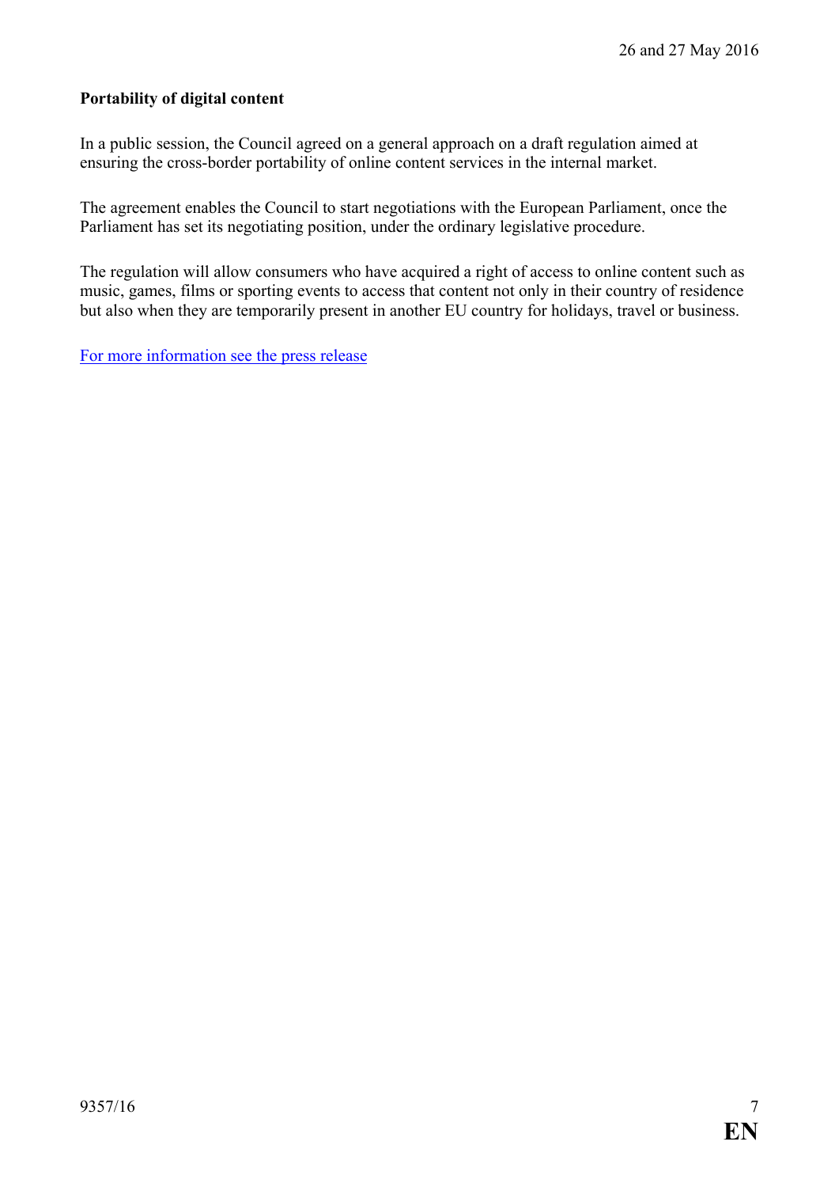**Portability of digital content**

In a public session, the Council agreed on a general approach on a draft regulation aimed at ensuring the cross-border portability of online content services in the internal market.

The agreement enables the Council to start negotiations with the European Parliament, once the Parliament has set its negotiating position, under the ordinary legislative procedure.

The regulation will allow consumers who have acquired a right of access to online content such as music, games, films or sporting events to access that content not only in their country of residence but also when they are temporarily present in another EU country for holidays, travel or business.

For more information see the press release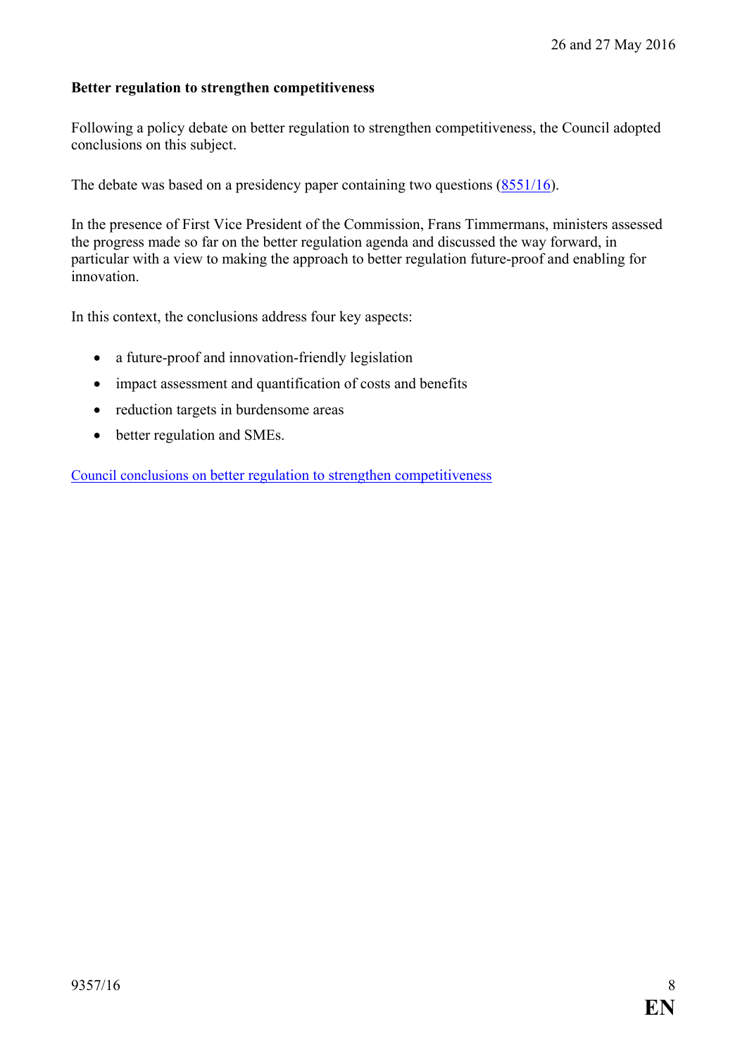### Better regulation to strengthen competitiveness

Following a policy debate on better regulation to strengthen competitiveness, the Council adopted conclusions on this subject.

The debate was based on a presidency paper containing two questions (8551/16).

In the presence of First Vice President of the Commission, Frans Timmermans, ministers assessed the progress made so far on the better regulation agenda and discussed the way forward, in particular with a view to making the approach to better regulation future-proof and enabling for innovation.

In this context, the conclusions address four key aspects:

- a future-proof and innovation-friendly legislation
- impact assessment and quantification of costs and benefits
- reduction targets in burdensome areas
- better regulation and SMEs.

Council conclusions on better regulation to strengthen competitiveness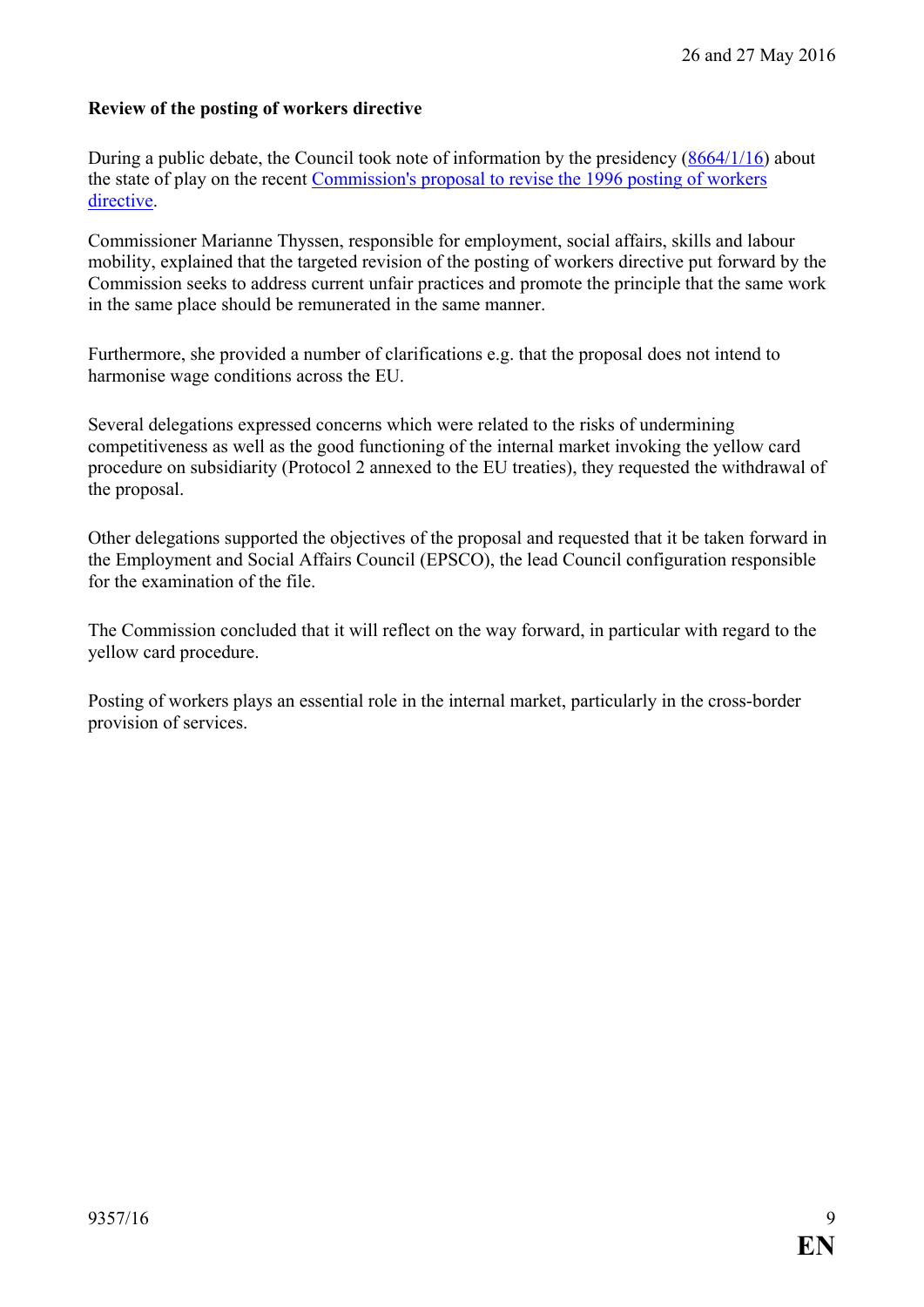**Review of the posting of workers directive**

During a public debate, the Council took note of information by the presidency (8664/1/16) about the state of play on the recent Commission's proposal to revise the 1996 posting of workers directive.

Commissioner Marianne Thyssen, responsible for employment, social affairs, skills and labour mobility, explained that the targeted revision of the posting of workers directive put forward by the Commission seeks to address current unfair practices and promote the principle that the same work in the same place should be remunerated in the same manner.

Furthermore, she provided a number of clarifications e.g. that the proposal does not intend to harmonise wage conditions across the EU.

Several delegations expressed concerns which were related to the risks of undermining competitiveness as well as the good functioning of the internal market invoking the yellow card procedure on subsidiarity (Protocol 2 annexed to the EU treaties), they requested the withdrawal of the proposal.

Other delegations supported the objectives of the proposal and requested that it be taken forward in the Employment and Social Affairs Council (EPSCO), the lead Council configuration responsible for the examination of the file.

The Commission concluded that it will reflect on the way forward, in particular with regard to the yellow card procedure.

Posting of workers plays an essential role in the internal market, particularly in the cross-border provision of services.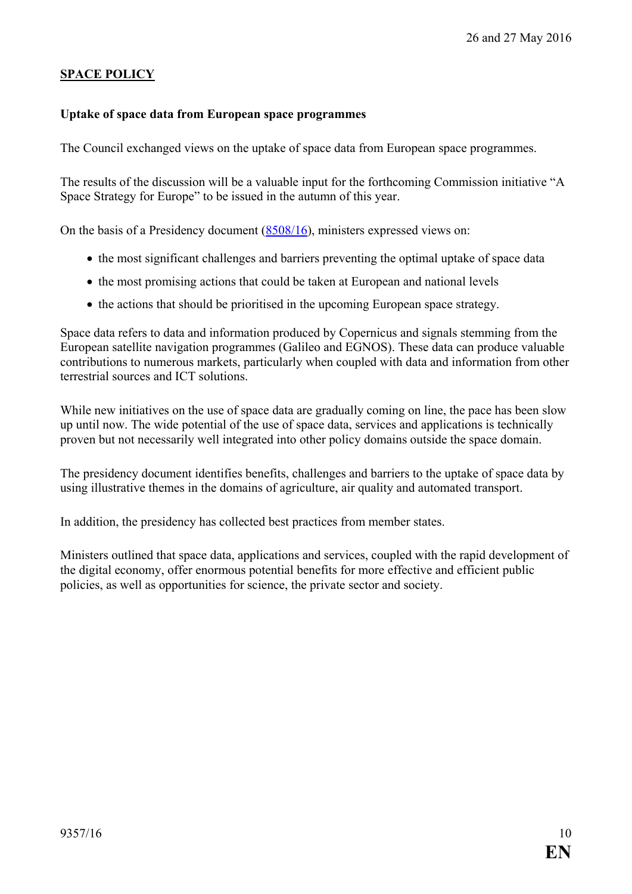## SPACE POLICY

### Uptake of space data from European space programmes

The Council exchanged views on the uptake of space data from European space programmes.

The results of the discussion will be a valuable input for the forthcoming Commission initiative "A Space Strategy for Europe" to be issued in the autumn of this year.

On the basis of a Presidency document (8508/16), ministers expressed views on:

- the most significant challenges and barriers preventing the optimal uptake of space data
- the most promising actions that could be taken at European and national levels
- the actions that should be prioritised in the upcoming European space strategy.

Space data refers to data and information produced by Copernicus and signals stemming from the European satellite navigation programmes (Galileo and EGNOS). These data can produce valuable contributions to numerous markets, particularly when coupled with data and information from other terrestrial sources and ICT solutions.

While new initiatives on the use of space data are gradually coming on line, the pace has been slow up until now. The wide potential of the use of space data, services and applications is technically proven but not necessarily well integrated into other policy domains outside the space domain.

The presidency document identifies benefits, challenges and barriers to the uptake of space data by using illustrative themes in the domains of agriculture, air quality and automated transport.

In addition, the presidency has collected best practices from member states.

Ministers outlined that space data, applications and services, coupled with the rapid development of the digital economy, offer enormous potential benefits for more effective and efficient public policies, as well as opportunities for science, the private sector and society.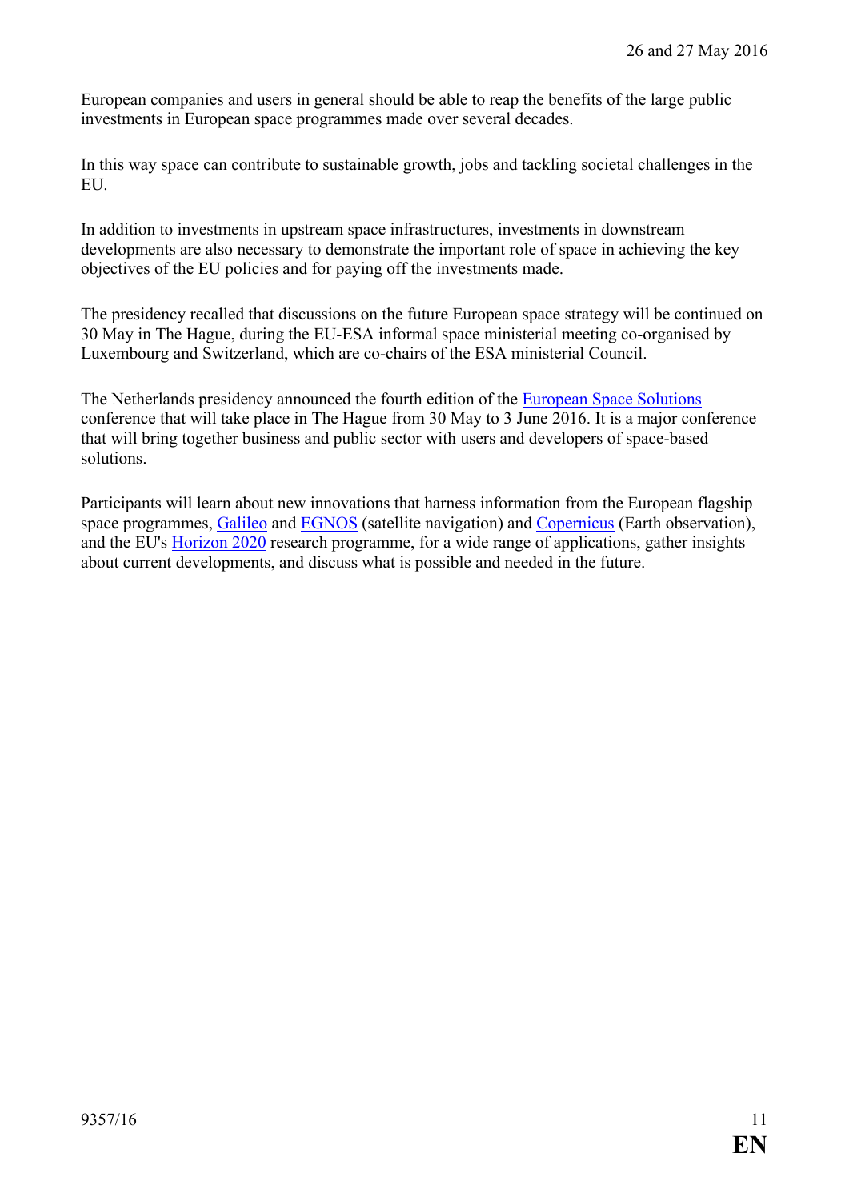European companies and users in general should be able to reap the benefits of the large public investments in European space programmes made over several decades.

In this way space can contribute to sustainable growth, jobs and tackling societal challenges in the EU.

In addition to investments in upstream space infrastructures, investments in downstream developments are also necessary to demonstrate the important role of space in achieving the key objectives of the EU policies and for paying off the investments made.

The presidency recalled that discussions on the future European space strategy will be continued on 30 May in The Hague, during the EU-ESA informal space ministerial meeting co-organised by Luxembourg and Switzerland, which are co-chairs of the ESA ministerial Council.

The Netherlands presidency announced the fourth edition of the European Space Solutions conference that will take place in The Hague from 30 May to 3 June 2016. It is a major conference that will bring together business and public sector with users and developers of space-based solutions.

Participants will learn about new innovations that harness information from the European flagship space programmes, Galileo and EGNOS (satellite navigation) and Copernicus (Earth observation), and the EU's Horizon 2020 research programme, for a wide range of applications, gather insights about current developments, and discuss what is possible and needed in the future.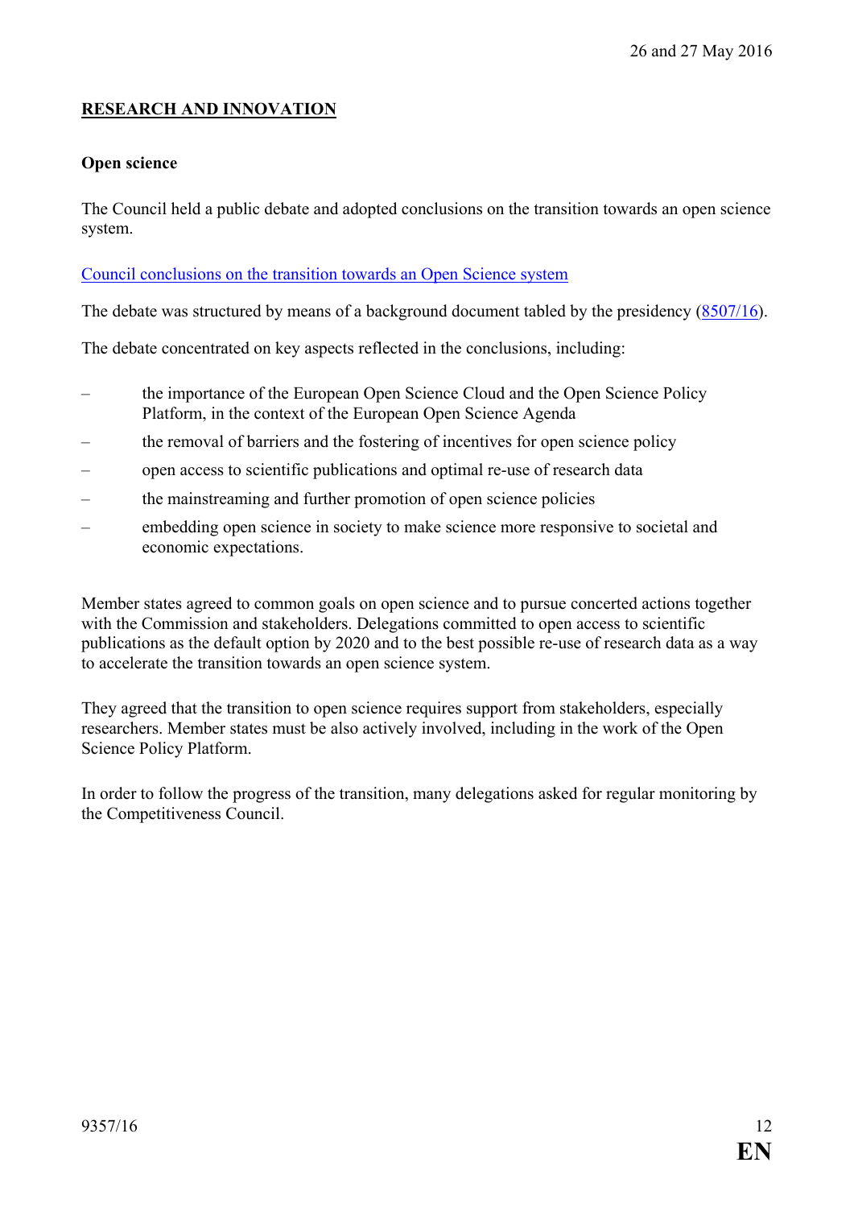## RESEARCH AND INNOVATION

### Open science

The Council held a public debate and adopted conclusions on the transition towards an open science system.

Council conclusions on the transition towards an Open Science system

The debate was structured by means of a background document tabled by the presidency (8507/16).

The debate concentrated on key aspects reflected in the conclusions, including:

– the importance of the European Open Science Cloud and the Open Science Policy Platform, in the context of the European Open Science Agenda
– the removal of barriers and the fostering of incentives for open science policy
– open access to scientific publications and optimal re-use of research data
– the mainstreaming and further promotion of open science policies
– embedding open science in society to make science more responsive to societal and economic expectations.

Member states agreed to common goals on open science and to pursue concerted actions together with the Commission and stakeholders. Delegations committed to open access to scientific publications as the default option by 2020 and to the best possible re-use of research data as a way to accelerate the transition towards an open science system.

They agreed that the transition to open science requires support from stakeholders, especially researchers. Member states must be also actively involved, including in the work of the Open Science Policy Platform.

In order to follow the progress of the transition, many delegations asked for regular monitoring by the Competitiveness Council.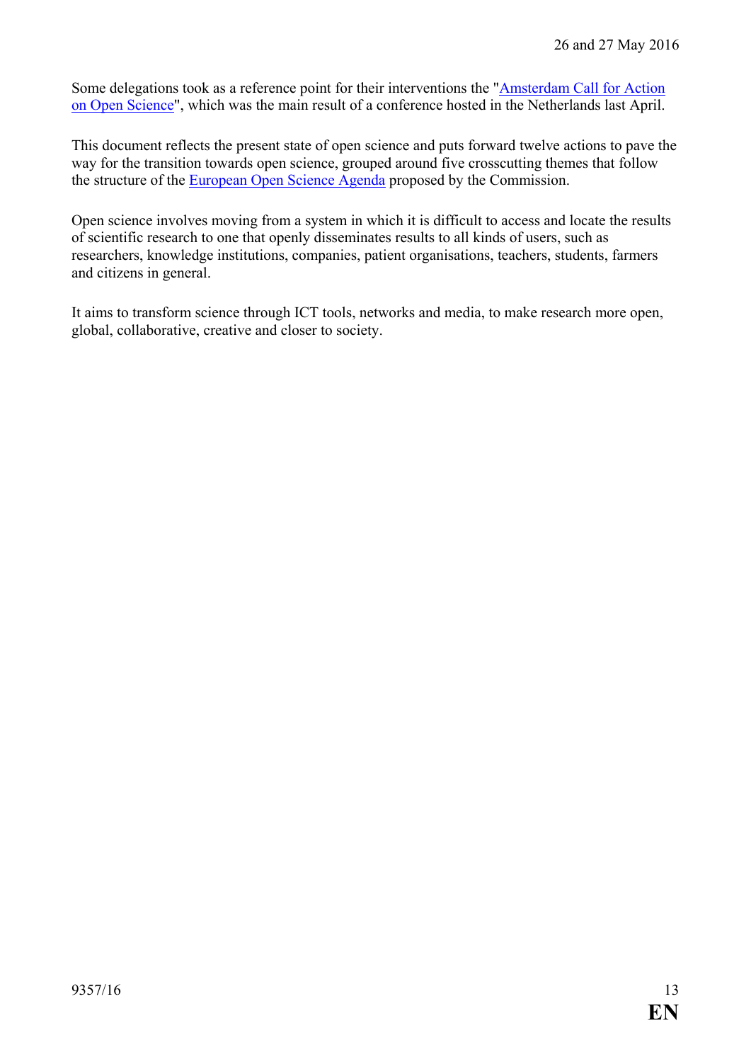Some delegations took as a reference point for their interventions the "[Amsterdam Call for Action on Open Science]", which was the main result of a conference hosted in the Netherlands last April.

This document reflects the present state of open science and puts forward twelve actions to pave the way for the transition towards open science, grouped around five crosscutting themes that follow the structure of the [European Open Science Agenda] proposed by the Commission.

Open science involves moving from a system in which it is difficult to access and locate the results of scientific research to one that openly disseminates results to all kinds of users, such as researchers, knowledge institutions, companies, patient organisations, teachers, students, farmers and citizens in general.

It aims to transform science through ICT tools, networks and media, to make research more open, global, collaborative, creative and closer to society.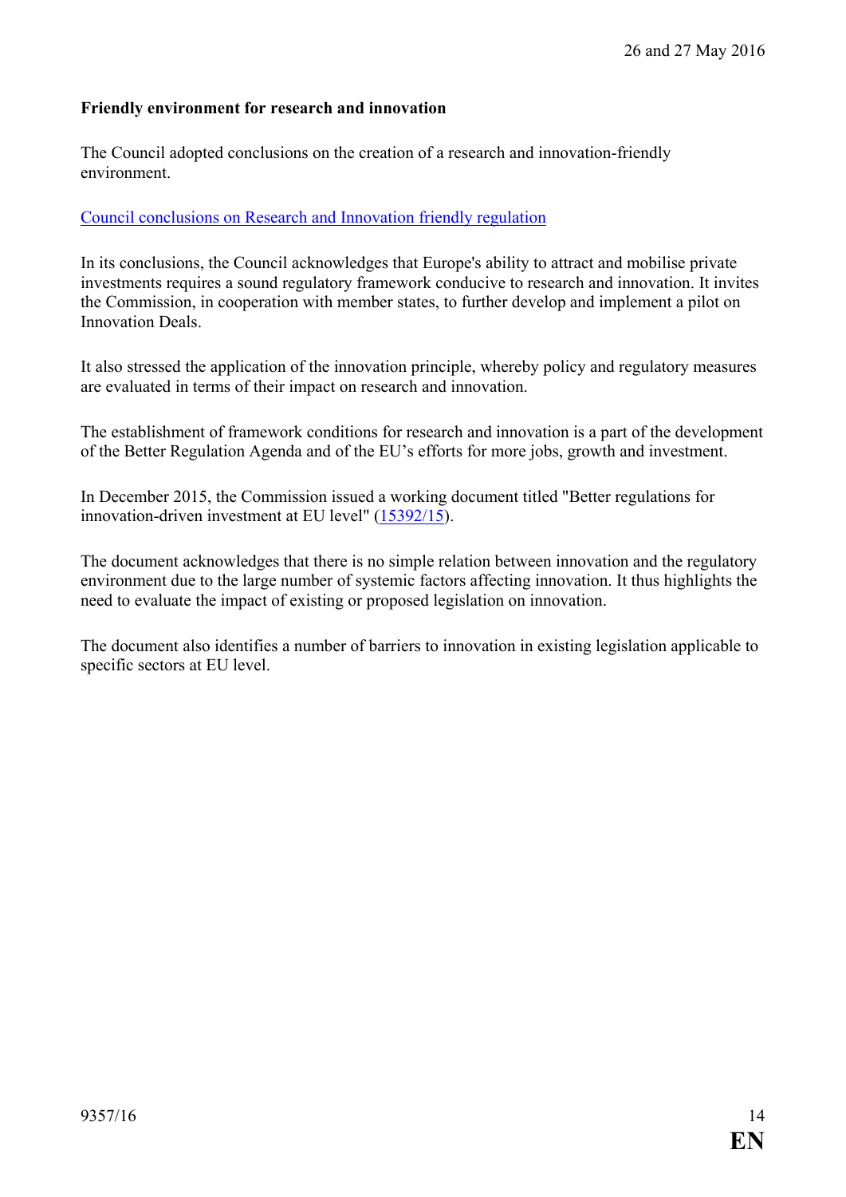**Friendly environment for research and innovation**

The Council adopted conclusions on the creation of a research and innovation-friendly environment.

Council conclusions on Research and Innovation friendly regulation

In its conclusions, the Council acknowledges that Europe's ability to attract and mobilise private investments requires a sound regulatory framework conducive to research and innovation. It invites the Commission, in cooperation with member states, to further develop and implement a pilot on Innovation Deals.

It also stressed the application of the innovation principle, whereby policy and regulatory measures are evaluated in terms of their impact on research and innovation.

The establishment of framework conditions for research and innovation is a part of the development of the Better Regulation Agenda and of the EU's efforts for more jobs, growth and investment.

In December 2015, the Commission issued a working document titled "Better regulations for innovation-driven investment at EU level" (15392/15).

The document acknowledges that there is no simple relation between innovation and the regulatory environment due to the large number of systemic factors affecting innovation. It thus highlights the need to evaluate the impact of existing or proposed legislation on innovation.

The document also identifies a number of barriers to innovation in existing legislation applicable to specific sectors at EU level.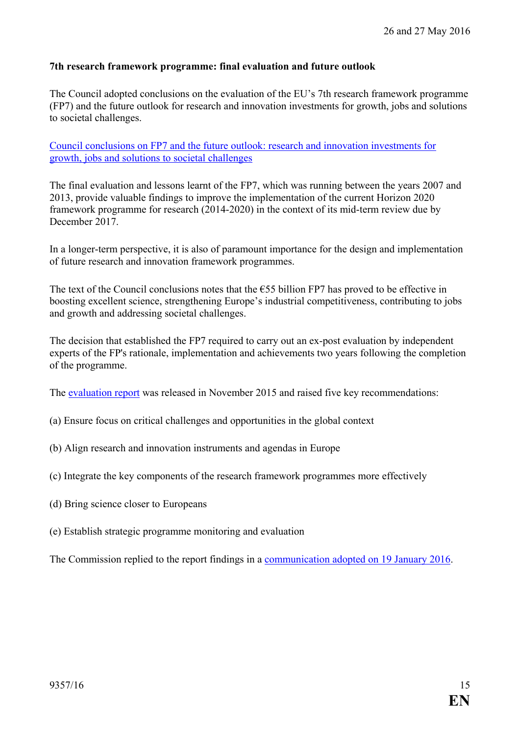**7th research framework programme: final evaluation and future outlook**

The Council adopted conclusions on the evaluation of the EU's 7th research framework programme (FP7) and the future outlook for research and innovation investments for growth, jobs and solutions to societal challenges.

Council conclusions on FP7 and the future outlook: research and innovation investments for growth, jobs and solutions to societal challenges

The final evaluation and lessons learnt of the FP7, which was running between the years 2007 and 2013, provide valuable findings to improve the implementation of the current Horizon 2020 framework programme for research (2014-2020) in the context of its mid-term review due by December 2017.

In a longer-term perspective, it is also of paramount importance for the design and implementation of future research and innovation framework programmes.

The text of the Council conclusions notes that the €55 billion FP7 has proved to be effective in boosting excellent science, strengthening Europe's industrial competitiveness, contributing to jobs and growth and addressing societal challenges.

The decision that established the FP7 required to carry out an ex-post evaluation by independent experts of the FP's rationale, implementation and achievements two years following the completion of the programme.

The evaluation report was released in November 2015 and raised five key recommendations:

(a) Ensure focus on critical challenges and opportunities in the global context

(b) Align research and innovation instruments and agendas in Europe

(c) Integrate the key components of the research framework programmes more effectively

(d) Bring science closer to Europeans

(e) Establish strategic programme monitoring and evaluation

The Commission replied to the report findings in a communication adopted on 19 January 2016.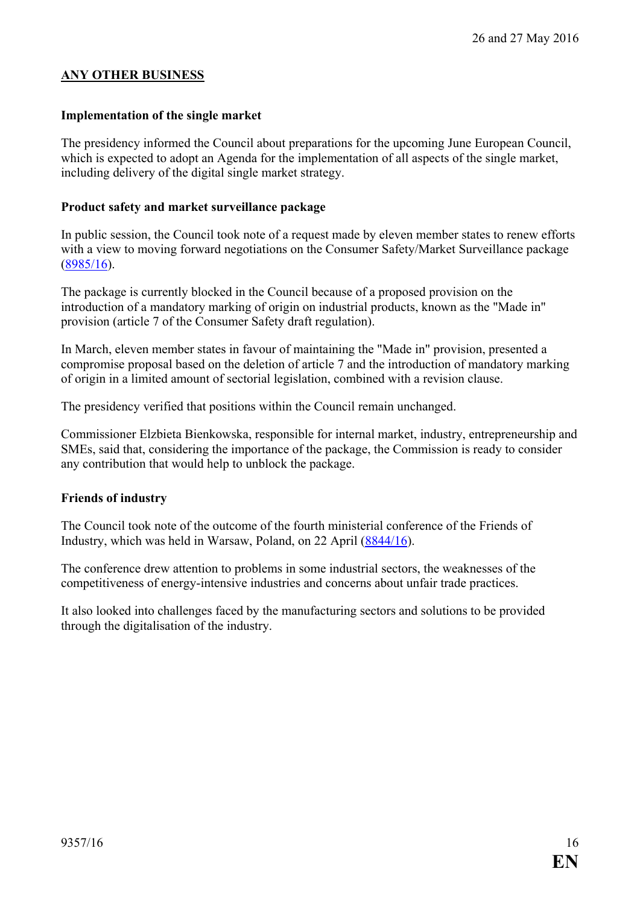## ANY OTHER BUSINESS

### Implementation of the single market

The presidency informed the Council about preparations for the upcoming June European Council, which is expected to adopt an Agenda for the implementation of all aspects of the single market, including delivery of the digital single market strategy.

### Product safety and market surveillance package

In public session, the Council took note of a request made by eleven member states to renew efforts with a view to moving forward negotiations on the Consumer Safety/Market Surveillance package (8985/16).

The package is currently blocked in the Council because of a proposed provision on the introduction of a mandatory marking of origin on industrial products, known as the "Made in" provision (article 7 of the Consumer Safety draft regulation).

In March, eleven member states in favour of maintaining the "Made in" provision, presented a compromise proposal based on the deletion of article 7 and the introduction of mandatory marking of origin in a limited amount of sectorial legislation, combined with a revision clause.

The presidency verified that positions within the Council remain unchanged.

Commissioner Elzbieta Bienkowska, responsible for internal market, industry, entrepreneurship and SMEs, said that, considering the importance of the package, the Commission is ready to consider any contribution that would help to unblock the package.

### Friends of industry

The Council took note of the outcome of the fourth ministerial conference of the Friends of Industry, which was held in Warsaw, Poland, on 22 April (8844/16).

The conference drew attention to problems in some industrial sectors, the weaknesses of the competitiveness of energy-intensive industries and concerns about unfair trade practices.

It also looked into challenges faced by the manufacturing sectors and solutions to be provided through the digitalisation of the industry.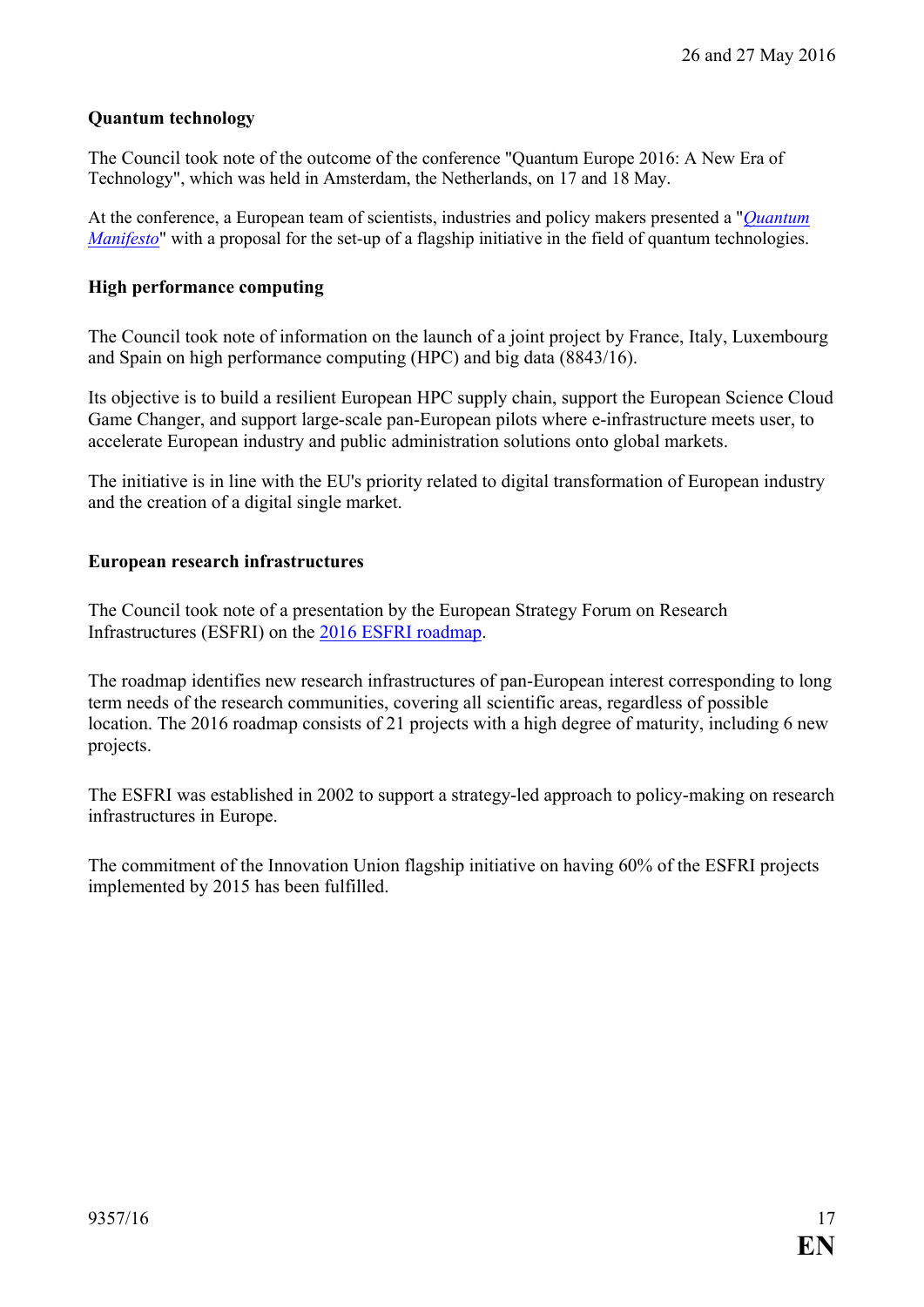**Quantum technology**

The Council took note of the outcome of the conference "Quantum Europe 2016: A New Era of Technology", which was held in Amsterdam, the Netherlands, on 17 and 18 May.

At the conference, a European team of scientists, industries and policy makers presented a "*Quantum Manifesto*" with a proposal for the set-up of a flagship initiative in the field of quantum technologies.

**High performance computing**

The Council took note of information on the launch of a joint project by France, Italy, Luxembourg and Spain on high performance computing (HPC) and big data (8843/16).

Its objective is to build a resilient European HPC supply chain, support the European Science Cloud Game Changer, and support large-scale pan-European pilots where e-infrastructure meets user, to accelerate European industry and public administration solutions onto global markets.

The initiative is in line with the EU's priority related to digital transformation of European industry and the creation of a digital single market.

**European research infrastructures**

The Council took note of a presentation by the European Strategy Forum on Research Infrastructures (ESFRI) on the 2016 ESFRI roadmap.

The roadmap identifies new research infrastructures of pan-European interest corresponding to long term needs of the research communities, covering all scientific areas, regardless of possible location. The 2016 roadmap consists of 21 projects with a high degree of maturity, including 6 new projects.

The ESFRI was established in 2002 to support a strategy-led approach to policy-making on research infrastructures in Europe.

The commitment of the Innovation Union flagship initiative on having 60% of the ESFRI projects implemented by 2015 has been fulfilled.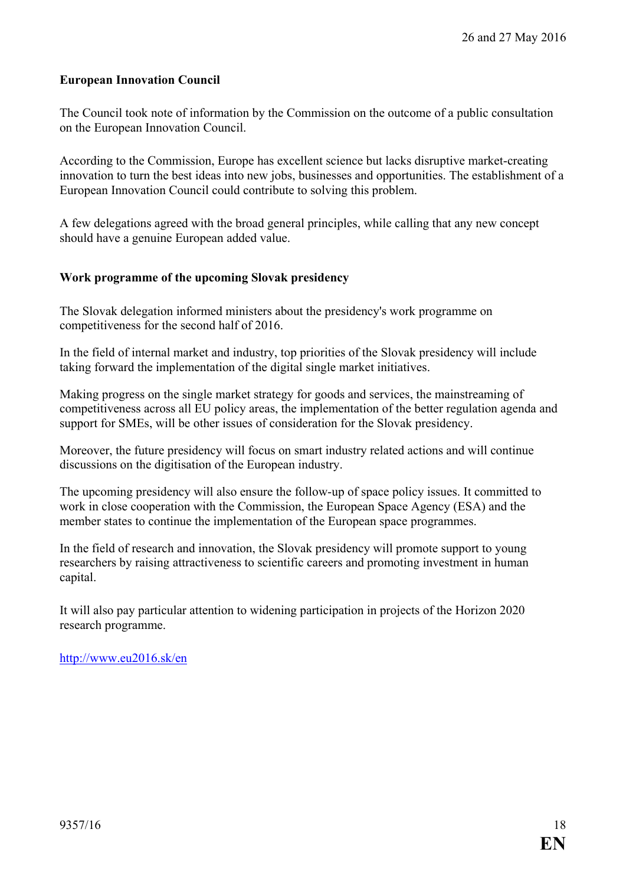**European Innovation Council**

The Council took note of information by the Commission on the outcome of a public consultation on the European Innovation Council.

According to the Commission, Europe has excellent science but lacks disruptive market-creating innovation to turn the best ideas into new jobs, businesses and opportunities. The establishment of a European Innovation Council could contribute to solving this problem.

A few delegations agreed with the broad general principles, while calling that any new concept should have a genuine European added value.

**Work programme of the upcoming Slovak presidency**

The Slovak delegation informed ministers about the presidency's work programme on competitiveness for the second half of 2016.

In the field of internal market and industry, top priorities of the Slovak presidency will include taking forward the implementation of the digital single market initiatives.

Making progress on the single market strategy for goods and services, the mainstreaming of competitiveness across all EU policy areas, the implementation of the better regulation agenda and support for SMEs, will be other issues of consideration for the Slovak presidency.

Moreover, the future presidency will focus on smart industry related actions and will continue discussions on the digitisation of the European industry.

The upcoming presidency will also ensure the follow-up of space policy issues. It committed to work in close cooperation with the Commission, the European Space Agency (ESA) and the member states to continue the implementation of the European space programmes.

In the field of research and innovation, the Slovak presidency will promote support to young researchers by raising attractiveness to scientific careers and promoting investment in human capital.

It will also pay particular attention to widening participation in projects of the Horizon 2020 research programme.

http://www.eu2016.sk/en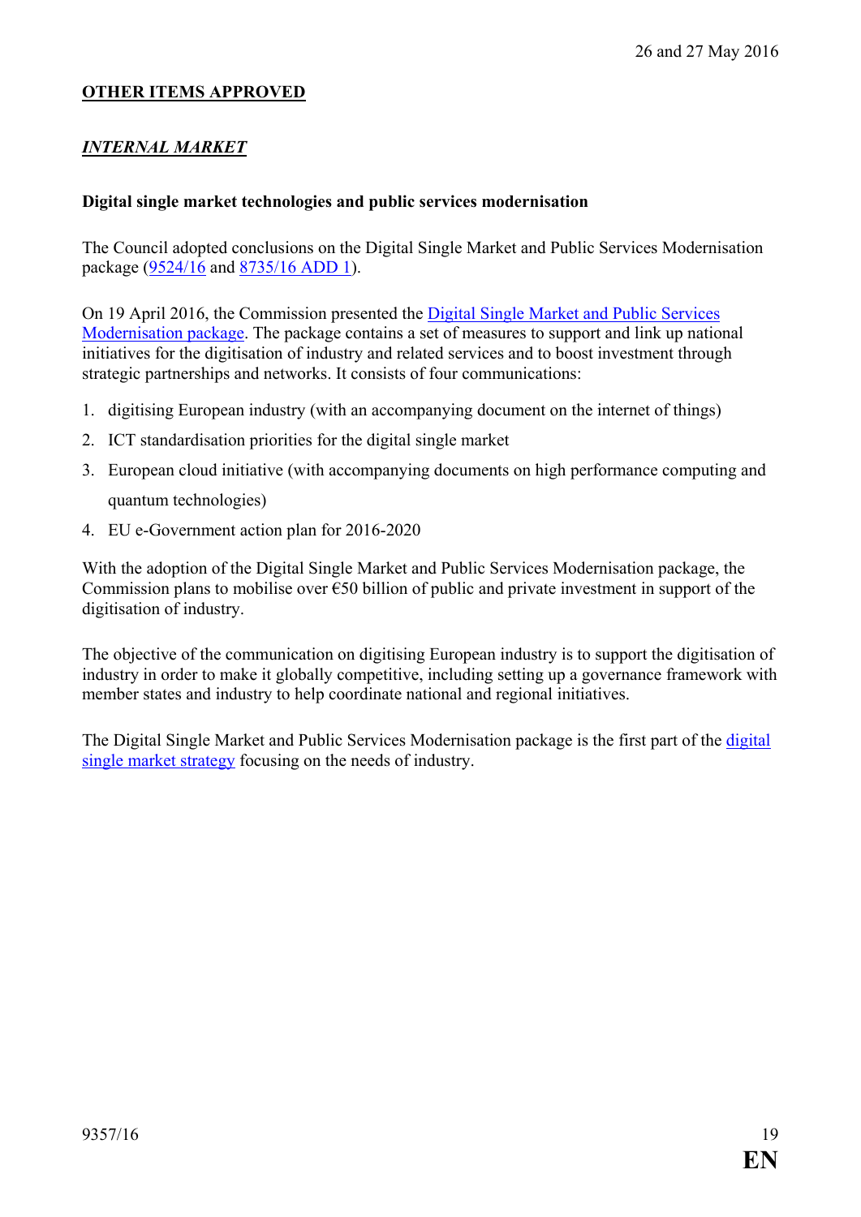## OTHER ITEMS APPROVED

### *INTERNAL MARKET*

**Digital single market technologies and public services modernisation**

The Council adopted conclusions on the Digital Single Market and Public Services Modernisation package (9524/16 and 8735/16 ADD 1).

On 19 April 2016, the Commission presented the Digital Single Market and Public Services Modernisation package. The package contains a set of measures to support and link up national initiatives for the digitisation of industry and related services and to boost investment through strategic partnerships and networks. It consists of four communications:

1. digitising European industry (with an accompanying document on the internet of things)
2. ICT standardisation priorities for the digital single market
3. European cloud initiative (with accompanying documents on high performance computing and quantum technologies)
4. EU e-Government action plan for 2016-2020

With the adoption of the Digital Single Market and Public Services Modernisation package, the Commission plans to mobilise over €50 billion of public and private investment in support of the digitisation of industry.

The objective of the communication on digitising European industry is to support the digitisation of industry in order to make it globally competitive, including setting up a governance framework with member states and industry to help coordinate national and regional initiatives.

The Digital Single Market and Public Services Modernisation package is the first part of the digital single market strategy focusing on the needs of industry.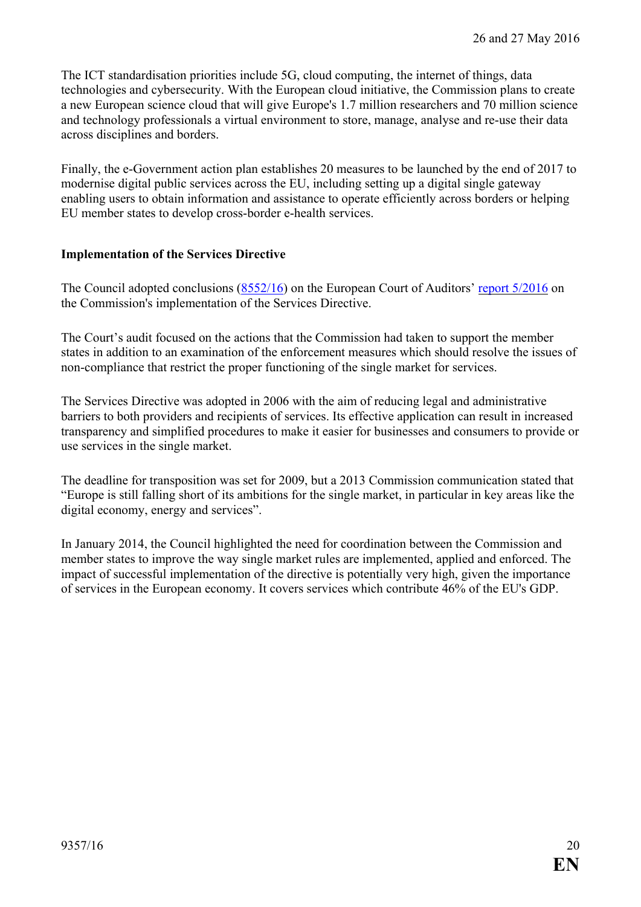The ICT standardisation priorities include 5G, cloud computing, the internet of things, data technologies and cybersecurity. With the European cloud initiative, the Commission plans to create a new European science cloud that will give Europe's 1.7 million researchers and 70 million science and technology professionals a virtual environment to store, manage, analyse and re-use their data across disciplines and borders.

Finally, the e-Government action plan establishes 20 measures to be launched by the end of 2017 to modernise digital public services across the EU, including setting up a digital single gateway enabling users to obtain information and assistance to operate efficiently across borders or helping EU member states to develop cross-border e-health services.

**Implementation of the Services Directive**

The Council adopted conclusions (8552/16) on the European Court of Auditors' report 5/2016 on the Commission's implementation of the Services Directive.

The Court's audit focused on the actions that the Commission had taken to support the member states in addition to an examination of the enforcement measures which should resolve the issues of non-compliance that restrict the proper functioning of the single market for services.

The Services Directive was adopted in 2006 with the aim of reducing legal and administrative barriers to both providers and recipients of services. Its effective application can result in increased transparency and simplified procedures to make it easier for businesses and consumers to provide or use services in the single market.

The deadline for transposition was set for 2009, but a 2013 Commission communication stated that "Europe is still falling short of its ambitions for the single market, in particular in key areas like the digital economy, energy and services".

In January 2014, the Council highlighted the need for coordination between the Commission and member states to improve the way single market rules are implemented, applied and enforced. The impact of successful implementation of the directive is potentially very high, given the importance of services in the European economy. It covers services which contribute 46% of the EU's GDP.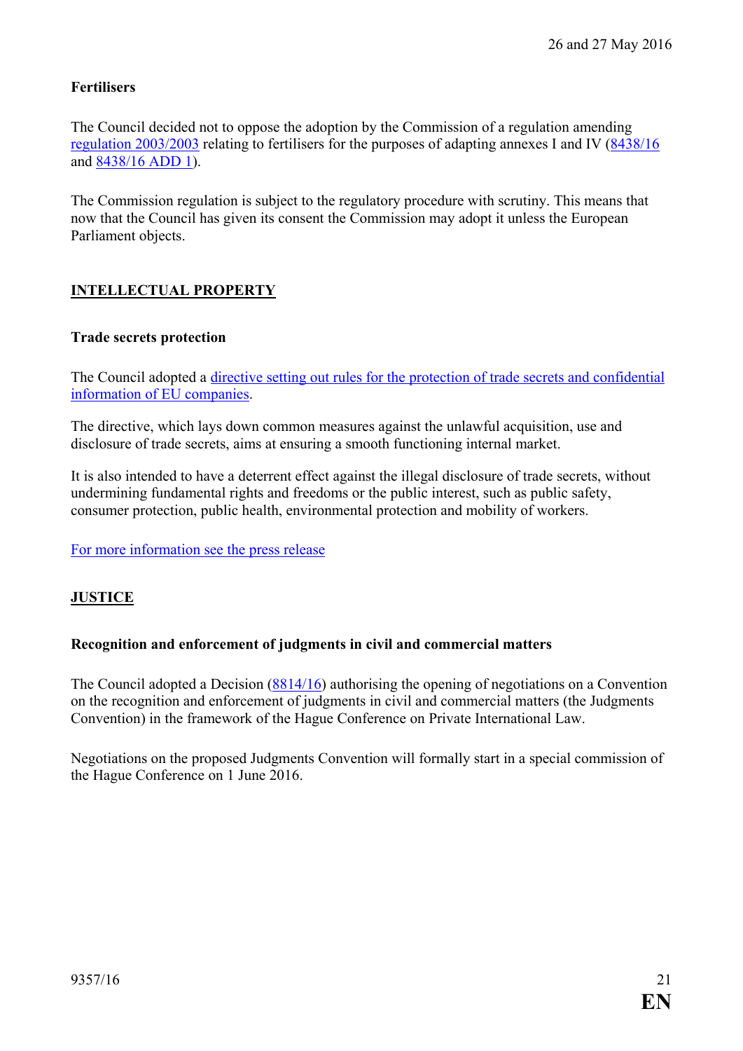**Fertilisers**

The Council decided not to oppose the adoption by the Commission of a regulation amending regulation 2003/2003 relating to fertilisers for the purposes of adapting annexes I and IV (8438/16 and 8438/16 ADD 1).

The Commission regulation is subject to the regulatory procedure with scrutiny. This means that now that the Council has given its consent the Commission may adopt it unless the European Parliament objects.

## INTELLECTUAL PROPERTY

**Trade secrets protection**

The Council adopted a directive setting out rules for the protection of trade secrets and confidential information of EU companies.

The directive, which lays down common measures against the unlawful acquisition, use and disclosure of trade secrets, aims at ensuring a smooth functioning internal market.

It is also intended to have a deterrent effect against the illegal disclosure of trade secrets, without undermining fundamental rights and freedoms or the public interest, such as public safety, consumer protection, public health, environmental protection and mobility of workers.

For more information see the press release

## JUSTICE

**Recognition and enforcement of judgments in civil and commercial matters**

The Council adopted a Decision (8814/16) authorising the opening of negotiations on a Convention on the recognition and enforcement of judgments in civil and commercial matters (the Judgments Convention) in the framework of the Hague Conference on Private International Law.

Negotiations on the proposed Judgments Convention will formally start in a special commission of the Hague Conference on 1 June 2016.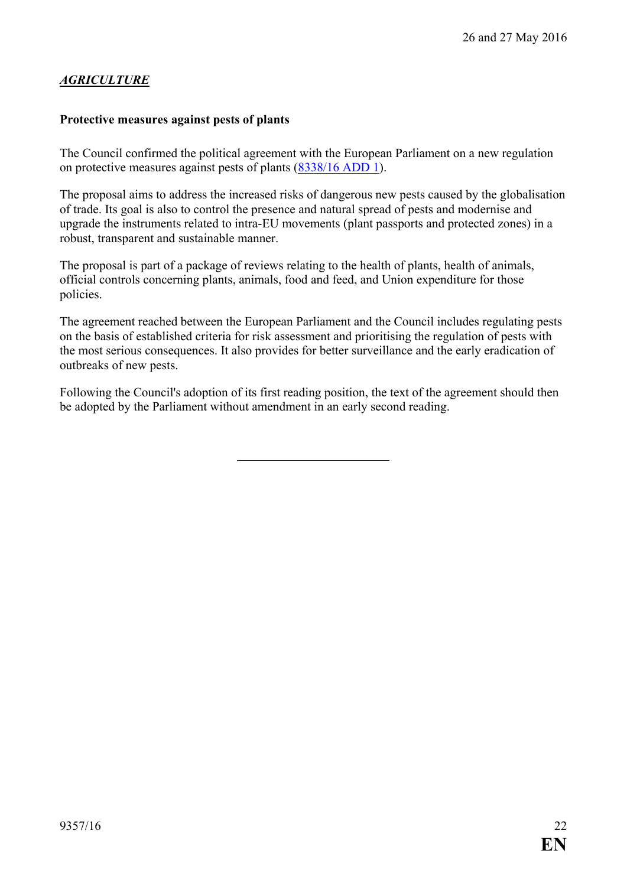***AGRICULTURE***

**Protective measures against pests of plants**

The Council confirmed the political agreement with the European Parliament on a new regulation on protective measures against pests of plants (8338/16 ADD 1).

The proposal aims to address the increased risks of dangerous new pests caused by the globalisation of trade. Its goal is also to control the presence and natural spread of pests and modernise and upgrade the instruments related to intra-EU movements (plant passports and protected zones) in a robust, transparent and sustainable manner.

The proposal is part of a package of reviews relating to the health of plants, health of animals, official controls concerning plants, animals, food and feed, and Union expenditure for those policies.

The agreement reached between the European Parliament and the Council includes regulating pests on the basis of established criteria for risk assessment and prioritising the regulation of pests with the most serious consequences. It also provides for better surveillance and the early eradication of outbreaks of new pests.

Following the Council's adoption of its first reading position, the text of the agreement should then be adopted by the Parliament without amendment in an early second reading.